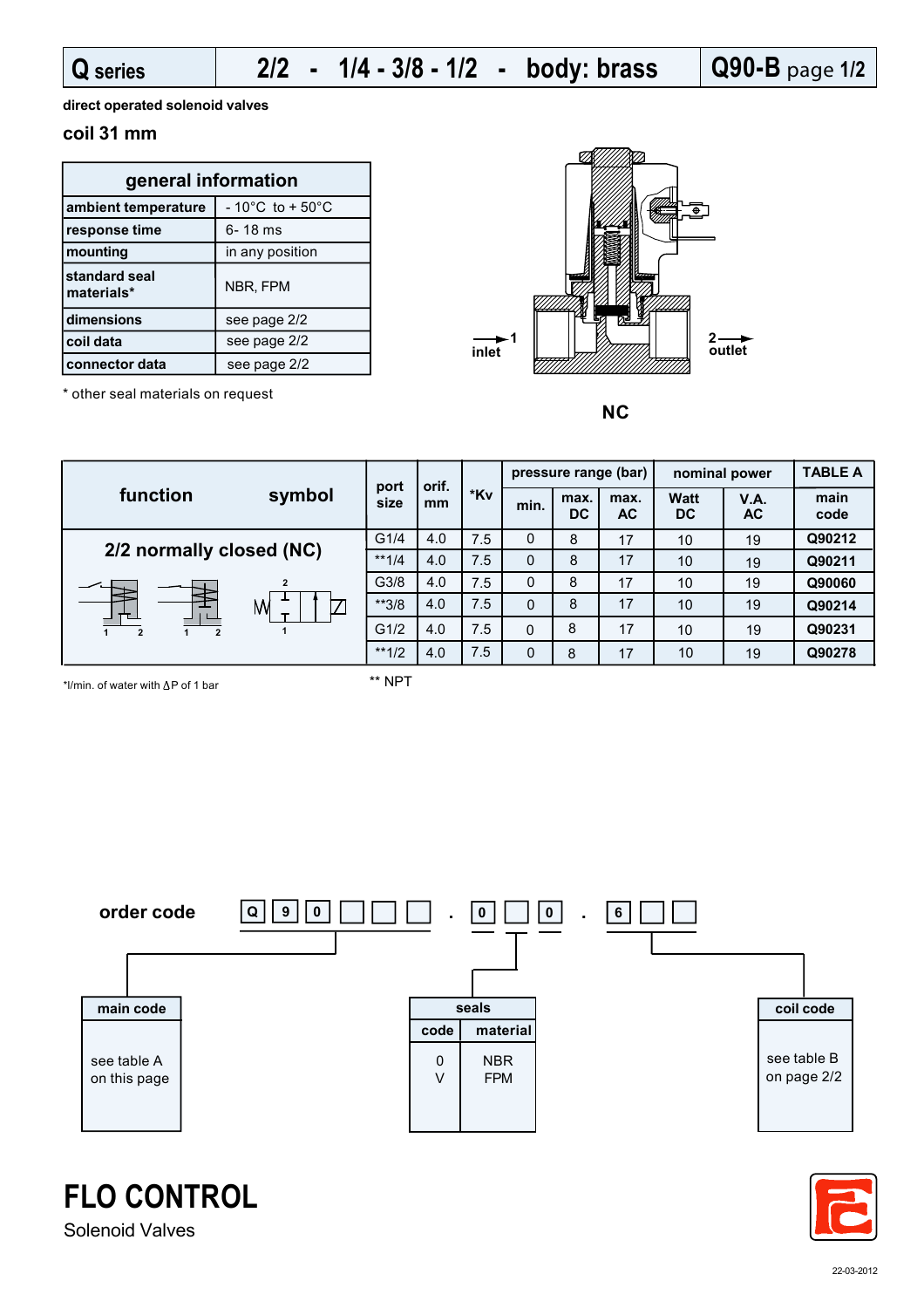# Q series | 2/2 - 1/4 - 3/8 - 1/2 - body: brass | Q90-B page 1/2

**direct operated solenoid valves**

### coil 31 mm

| general information | |
|---|---|
| ambient temperature | - 10°C to + 50°C |
| response time | 6- 18 ms |
| mounting | in any position |
| standard seal materials* | NBR, FPM |
| dimensions | see page 2/2 |
| coil data | see page 2/2 |
| connector data | see page 2/2 |

\* other seal materials on request

1 inlet — 2 outlet

**NC**

| function / symbol | port size | orif. mm | *Kv | pressure range (bar) | | | nominal power | | TABLE A |
|---|---|---|---|---|---|---|---|---|---|
| | | | | min. | max. DC | max. AC | Watt DC | V.A. AC | main code |
| 2/2 normally closed (NC) | G1/4 | 4.0 | 7.5 | 0 | 8 | 17 | 10 | 19 | Q90212 |
| | **1/4 | 4.0 | 7.5 | 0 | 8 | 17 | 10 | 19 | Q90211 |
| | G3/8 | 4.0 | 7.5 | 0 | 8 | 17 | 10 | 19 | Q90060 |
| | **3/8 | 4.0 | 7.5 | 0 | 8 | 17 | 10 | 19 | Q90214 |
| | G1/2 | 4.0 | 7.5 | 0 | 8 | 17 | 10 | 19 | Q90231 |
| | **1/2 | 4.0 | 7.5 | 0 | 8 | 17 | 10 | 19 | Q90278 |

*l/min. of water with ΔP of 1 bar

** NPT

**order code** Q 9 0 _ _ _ . 0 _ 0 . 6 _ _

**main code**: see table A on this page

| seals | |
|---|---|
| code | material |
| 0 | NBR |
| V | FPM |

**coil code**: see table B on page 2/2

**FLO CONTROL**
Solenoid Valves

22-03-2012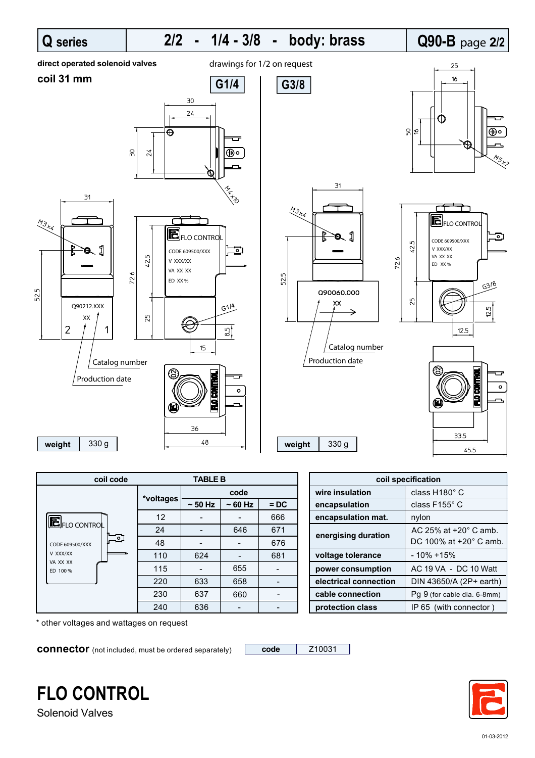# Q series — 2/2 - 1/4 - 3/8 - body: brass — Q90-B

**direct operated solenoid valves**

**coil 31 mm**

drawings for 1/2 on request

## G1/4

30
24
30
24
M4x10
31
M3x4
52.5
Q90212.XXX
XX
2
1
Catalog number
Production date
FLO CONTROL
CODE 609500/XXX
V XXX/XX
VA XX XX
ED XX %
72.6
42.5
25
G1/4
8.5
15
36
48

| weight | 330 g |
|---|---|

## G3/8

25
16
50
16
M5x7
31
M3x4
52.5
Q90060.000
XX
Catalog number
Production date
FLO CONTROL
CODE 609500/XXX
V XXX/XX
VA XX XX
ED XX %
72.6
42.5
25
G3/8
12.5
12.5
33.5
45.5

| weight | 330 g |
|---|---|

| coil code | TABLE B | | | |
|---|---|---|---|---|
| | *voltages | code | | |
| | | ~ 50 Hz | ~ 60 Hz | = DC |
| FLO CONTROL CODE 609500/XXX V XXX/XX VA XX XX ED 100 % | 12 | - | - | 666 |
| | 24 | - | 646 | 671 |
| | 48 | - | - | 676 |
| | 110 | 624 | - | 681 |
| | 115 | - | 655 | - |
| | 220 | 633 | 658 | - |
| | 230 | 637 | 660 | - |
| | 240 | 636 | - | - |

\* other voltages and wattages on request

| coil specification | |
|---|---|
| wire insulation | class H180° C |
| encapsulation | class F155° C |
| encapsulation mat. | nylon |
| energising duration | AC 25% at +20° C amb. DC 100% at +20° C amb. |
| voltage tolerance | - 10% +15% |
| power consumption | AC 19 VA - DC 10 Watt |
| electrical connection | DIN 43650/A (2P+ earth) |
| cable connection | Pg 9 (for cable dia. 6-8mm) |
| protection class | IP 65 (with connector ) |

**connector** (not included, must be ordered separately)

| code | Z10031 |
|---|---|

# FLO CONTROL

Solenoid Valves

01-03-2012